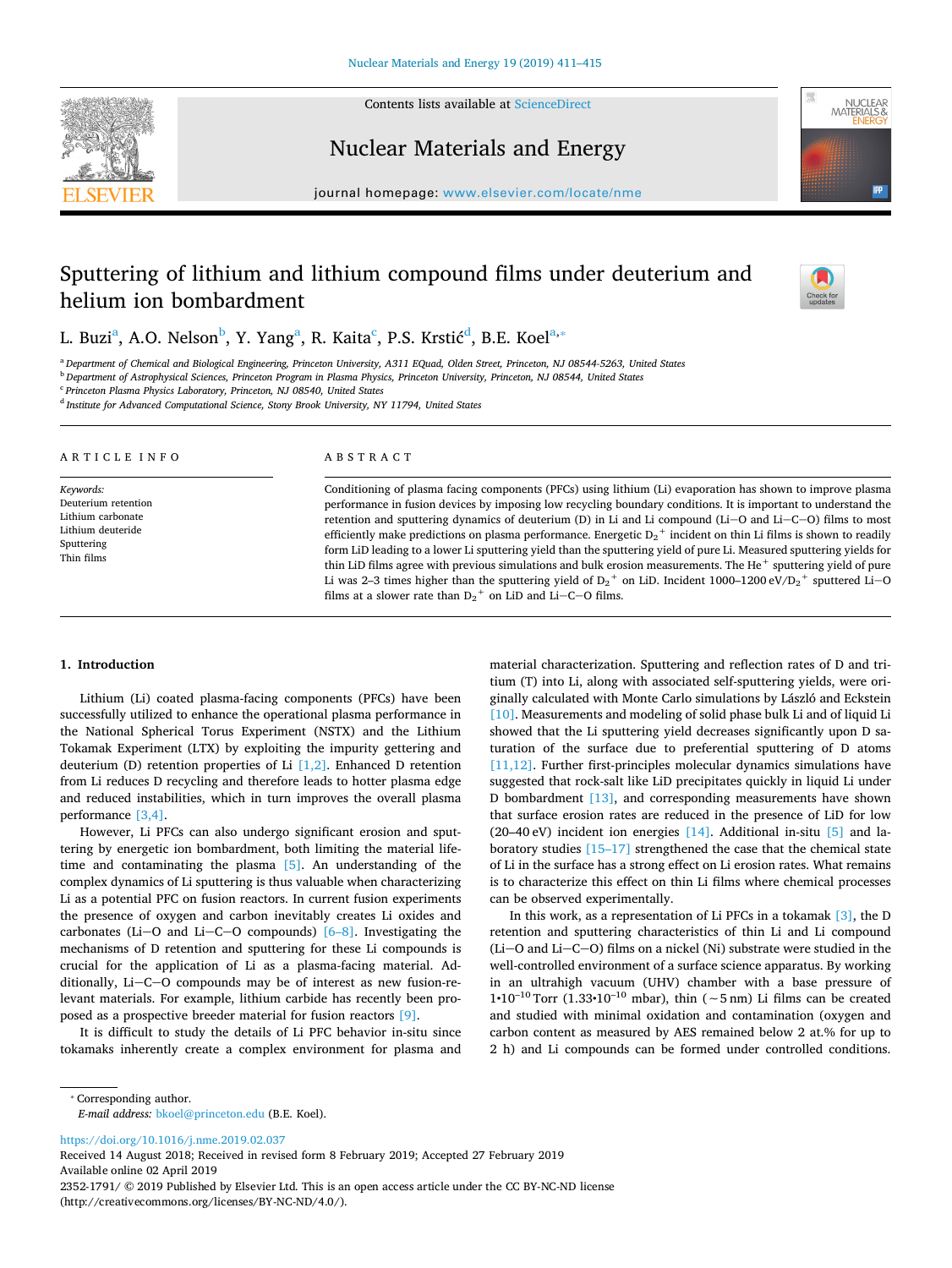# Sputtering of lithium and lithium compound films under deuterium and helium ion bombardment

L. Buzi[a], A.O. Nelson[b], Y. Yang[a], R. Kaita[c], P.S. Krstić[d], B.E. Koel[a,*]

[a] Department of Chemical and Biological Engineering, Princeton University, A311 EQuad, Olden Street, Princeton, NJ 08544-5263, United States
[b] Department of Astrophysical Sciences, Princeton Program in Plasma Physics, Princeton University, Princeton, NJ 08544, United States
[c] Princeton Plasma Physics Laboratory, Princeton, NJ 08540, United States
[d] Institute for Advanced Computational Science, Stony Brook University, NY 11794, United States

## ARTICLE INFO

*Keywords:*
Deuterium retention
Lithium carbonate
Lithium deuteride
Sputtering
Thin films

## ABSTRACT

Conditioning of plasma facing components (PFCs) using lithium (Li) evaporation has shown to improve plasma performance in fusion devices by imposing low recycling boundary conditions. It is important to understand the retention and sputtering dynamics of deuterium (D) in Li and Li compound (Li—O and Li—C—O) films to most efficiently make predictions on plasma performance. Energetic $D_2^+$ incident on thin Li films is shown to readily form LiD leading to a lower Li sputtering yield than the sputtering yield of pure Li. Measured sputtering yields for thin LiD films agree with previous simulations and bulk erosion measurements. The $He^+$ sputtering yield of pure Li was 2–3 times higher than the sputtering yield of $D_2^+$ on LiD. Incident 1000–1200 eV/$D_2^+$ sputtered Li—O films at a slower rate than $D_2^+$ on LiD and Li—C—O films.

## 1. Introduction

Lithium (Li) coated plasma-facing components (PFCs) have been successfully utilized to enhance the operational plasma performance in the National Spherical Torus Experiment (NSTX) and the Lithium Tokamak Experiment (LTX) by exploiting the impurity gettering and deuterium (D) retention properties of Li [1,2]. Enhanced D retention from Li reduces D recycling and therefore leads to hotter plasma edge and reduced instabilities, which in turn improves the overall plasma performance [3,4].

However, Li PFCs can also undergo significant erosion and sputtering by energetic ion bombardment, both limiting the material lifetime and contaminating the plasma [5]. An understanding of the complex dynamics of Li sputtering is thus valuable when characterizing Li as a potential PFC on fusion reactors. In current fusion experiments the presence of oxygen and carbon inevitably creates Li oxides and carbonates (Li—O and Li—C—O compounds) [6–8]. Investigating the mechanisms of D retention and sputtering for these Li compounds is crucial for the application of Li as a plasma-facing material. Additionally, Li—C—O compounds may be of interest as new fusion-relevant materials. For example, lithium carbide has recently been proposed as a prospective breeder material for fusion reactors [9].

It is difficult to study the details of Li PFC behavior in-situ since tokamaks inherently create a complex environment for plasma and material characterization. Sputtering and reflection rates of D and tritium (T) into Li, along with associated self-sputtering yields, were originally calculated with Monte Carlo simulations by László and Eckstein [10]. Measurements and modeling of solid phase bulk Li and of liquid Li showed that the Li sputtering yield decreases significantly upon D saturation of the surface due to preferential sputtering of D atoms [11,12]. Further first-principles molecular dynamics simulations have suggested that rock-salt like LiD precipitates quickly in liquid Li under D bombardment [13], and corresponding measurements have shown that surface erosion rates are reduced in the presence of LiD for low (20–40 eV) incident ion energies [14]. Additional in-situ [5] and laboratory studies [15–17] strengthened the case that the chemical state of Li in the surface has a strong effect on Li erosion rates. What remains is to characterize this effect on thin Li films where chemical processes can be observed experimentally.

In this work, as a representation of Li PFCs in a tokamak [3], the D retention and sputtering characteristics of thin Li and Li compound (Li—O and Li—C—O) films on a nickel (Ni) substrate were studied in the well-controlled environment of a surface science apparatus. By working in an ultrahigh vacuum (UHV) chamber with a base pressure of $1 \cdot 10^{-10}$ Torr ($1.33 \cdot 10^{-10}$ mbar), thin (~5 nm) Li films can be created and studied with minimal oxidation and contamination (oxygen and carbon content as measured by AES remained below 2 at.% for up to 2 h) and Li compounds can be formed under controlled conditions.

* Corresponding author.
*E-mail address:* bkoel@princeton.edu (B.E. Koel).

https://doi.org/10.1016/j.nme.2019.02.037
Received 14 August 2018; Received in revised form 8 February 2019; Accepted 27 February 2019
Available online 02 April 2019
2352-1791/ © 2019 Published by Elsevier Ltd. This is an open access article under the CC BY-NC-ND license (http://creativecommons.org/licenses/BY-NC-ND/4.0/).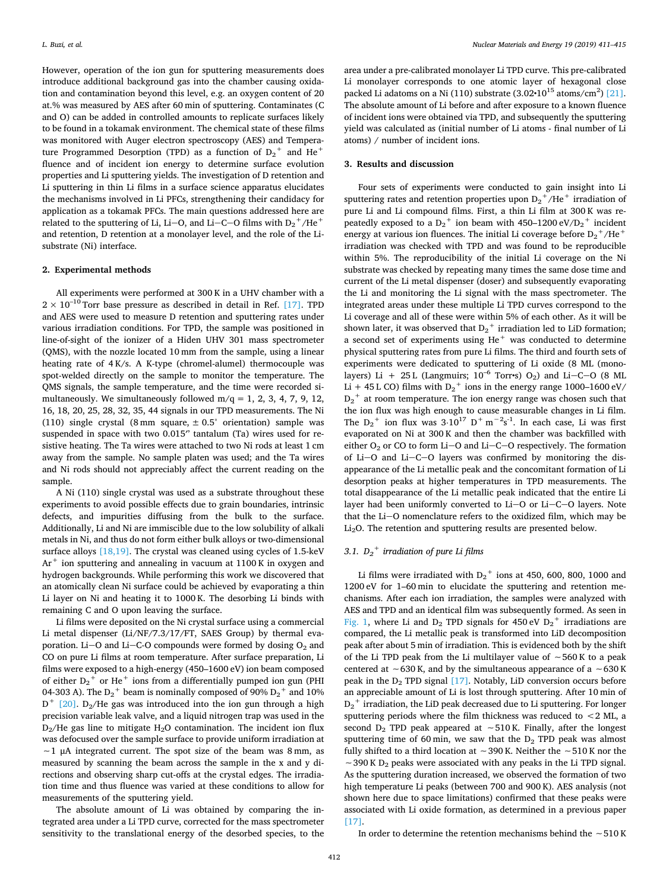However, operation of the ion gun for sputtering measurements does introduce additional background gas into the chamber causing oxidation and contamination beyond this level, e.g. an oxygen content of 20 at.% was measured by AES after 60 min of sputtering. Contaminates (C and O) can be added in controlled amounts to replicate surfaces likely to be found in a tokamak environment. The chemical state of these films was monitored with Auger electron spectroscopy (AES) and Temperature Programmed Desorption (TPD) as a function of $D_2^+$ and $He^+$ fluence and of incident ion energy to determine surface evolution properties and Li sputtering yields. The investigation of D retention and Li sputtering in thin Li films in a surface science apparatus elucidates the mechanisms involved in Li PFCs, strengthening their candidacy for application as a tokamak PFCs. The main questions addressed here are related to the sputtering of Li, Li—O, and Li—C—O films with $D_2^+$/$He^+$ and retention, D retention at a monolayer level, and the role of the Li-substrate (Ni) interface.

## 2. Experimental methods

All experiments were performed at 300 K in a UHV chamber with a $2 \times 10^{-10}$ Torr base pressure as described in detail in Ref. [17]. TPD and AES were used to measure D retention and sputtering rates under various irradiation conditions. For TPD, the sample was positioned in line-of-sight of the ionizer of a Hiden UHV 301 mass spectrometer (QMS), with the nozzle located 10 mm from the sample, using a linear heating rate of 4 K/s. A K-type (chromel-alumel) thermocouple was spot-welded directly on the sample to monitor the temperature. The QMS signals, the sample temperature, and the time were recorded simultaneously. We simultaneously followed m/q = 1, 2, 3, 4, 7, 9, 12, 16, 18, 20, 25, 28, 32, 35, 44 signals in our TPD measurements. The Ni (110) single crystal (8 mm square, ± 0.5° orientation) sample was suspended in space with two 0.015″ tantalum (Ta) wires used for resistive heating. The Ta wires were attached to two Ni rods at least 1 cm away from the sample. No sample platen was used; and the Ta wires and Ni rods should not appreciably affect the current reading on the sample.

A Ni (110) single crystal was used as a substrate throughout these experiments to avoid possible effects due to grain boundaries, intrinsic defects, and impurities diffusing from the bulk to the surface. Additionally, Li and Ni are immiscible due to the low solubility of alkali metals in Ni, and thus do not form either bulk alloys or two-dimensional surface alloys [18,19]. The crystal was cleaned using cycles of 1.5-keV $Ar^+$ ion sputtering and annealing in vacuum at 1100 K in oxygen and hydrogen backgrounds. While performing this work we discovered that an atomically clean Ni surface could be achieved by evaporating a thin Li layer on Ni and heating it to 1000 K. The desorbing Li binds with remaining C and O upon leaving the surface.

Li films were deposited on the Ni crystal surface using a commercial Li metal dispenser (Li/NF/7.3/17/FT, SAES Group) by thermal evaporation. Li—O and Li—C-O compounds were formed by dosing $O_2$ and CO on pure Li films at room temperature. After surface preparation, Li films were exposed to a high-energy (450–1600 eV) ion beam composed of either $D_2^+$ or $He^+$ ions from a differentially pumped ion gun (PHI 04-303 A). The $D_2^+$ beam is nominally composed of 90% $D_2^+$ and 10% $D^+$ [20]. $D_2$/He gas was introduced into the ion gun through a high precision variable leak valve, and a liquid nitrogen trap was used in the $D_2$/He gas line to mitigate $H_2O$ contamination. The incident ion flux was defocused over the sample surface to provide uniform irradiation at ~1 μA integrated current. The spot size of the beam was 8 mm, as measured by scanning the beam across the sample in the x and y directions and observing sharp cut-offs at the crystal edges. The irradiation time and thus fluence was varied at these conditions to allow for measurements of the sputtering yield.

The absolute amount of Li was obtained by comparing the integrated area under a Li TPD curve, corrected for the mass spectrometer sensitivity to the translational energy of the desorbed species, to the area under a pre-calibrated monolayer Li TPD curve. This pre-calibrated Li monolayer corresponds to one atomic layer of hexagonal close packed Li adatoms on a Ni (110) substrate ($3.02 \cdot 10^{15}$ atoms/cm$^2$) [21]. The absolute amount of Li before and after exposure to a known fluence of incident ions were obtained via TPD, and subsequently the sputtering yield was calculated as (initial number of Li atoms - final number of Li atoms) / number of incident ions.

## 3. Results and discussion

Four sets of experiments were conducted to gain insight into Li sputtering rates and retention properties upon $D_2^+$/$He^+$ irradiation of pure Li and Li compound films. First, a thin Li film at 300 K was repeatedly exposed to a $D_2^+$ ion beam with 450–1200 eV/$D_2^+$ incident energy at various ion fluences. The initial Li coverage before $D_2^+$/$He^+$ irradiation was checked with TPD and was found to be reproducible within 5%. The reproducibility of the initial Li coverage on the Ni substrate was checked by repeating many times the same dose time and current of the Li metal dispenser (doser) and subsequently evaporating the Li and monitoring the Li signal with the mass spectrometer. The integrated areas under these multiple Li TPD curves correspond to the Li coverage and all of these were within 5% of each other. As it will be shown later, it was observed that $D_2^+$ irradiation led to LiD formation; a second set of experiments using $He^+$ was conducted to determine physical sputtering rates from pure Li films. The third and fourth sets of experiments were dedicated to sputtering of Li oxide (8 ML (monolayers) Li + 25 L (Langmuirs; $10^{-6}$ Torr•s) $O_2$) and Li—C—O (8 ML Li + 45 L CO) films with $D_2^+$ ions in the energy range 1000–1600 eV/$D_2^+$ at room temperature. The ion energy range was chosen such that the ion flux was high enough to cause measurable changes in Li film. The $D_2^+$ ion flux was $3 \cdot 10^{17}$ $D^+$ m$^{-2}$s$^{-1}$. In each case, Li was first evaporated on Ni at 300 K and then the chamber was backfilled with either $O_2$ or CO to form Li—O and Li—C—O respectively. The formation of Li—O and Li—C—O layers was confirmed by monitoring the disappearance of the Li metallic peak and the concomitant formation of Li desorption peaks at higher temperatures in TPD measurements. The total disappearance of the Li metallic peak indicated that the entire Li layer had been uniformly converted to Li—O or Li—C—O layers. Note that the Li—O nomenclature refers to the oxidized film, which may be $Li_2O$. The retention and sputtering results are presented below.

### 3.1. $D_2^+$ irradiation of pure Li films

Li films were irradiated with $D_2^+$ ions at 450, 600, 800, 1000 and 1200 eV for 1–60 min to elucidate the sputtering and retention mechanisms. After each ion irradiation, the samples were analyzed with AES and TPD and an identical film was subsequently formed. As seen in Fig. 1, where Li and $D_2$ TPD signals for 450 eV $D_2^+$ irradiations are compared, the Li metallic peak is transformed into LiD decomposition peak after about 5 min of irradiation. This is evidenced both by the shift of the Li TPD peak from the Li multilayer value of ~560 K to a peak centered at ~630 K, and by the simultaneous appearance of a ~630 K peak in the $D_2$ TPD signal [17]. Notably, LiD conversion occurs before an appreciable amount of Li is lost through sputtering. After 10 min of $D_2^+$ irradiation, the LiD peak decreased due to Li sputtering. For longer sputtering periods where the film thickness was reduced to <2 ML, a second $D_2$ TPD peak appeared at ~510 K. Finally, after the longest sputtering time of 60 min, we saw that the $D_2$ TPD peak was almost fully shifted to a third location at ~390 K. Neither the ~510 K nor the ~390 K $D_2$ peaks were associated with any peaks in the Li TPD signal. As the sputtering duration increased, we observed the formation of two high temperature Li peaks (between 700 and 900 K). AES analysis (not shown here due to space limitations) confirmed that these peaks were associated with Li oxide formation, as determined in a previous paper [17].

In order to determine the retention mechanisms behind the ~510 K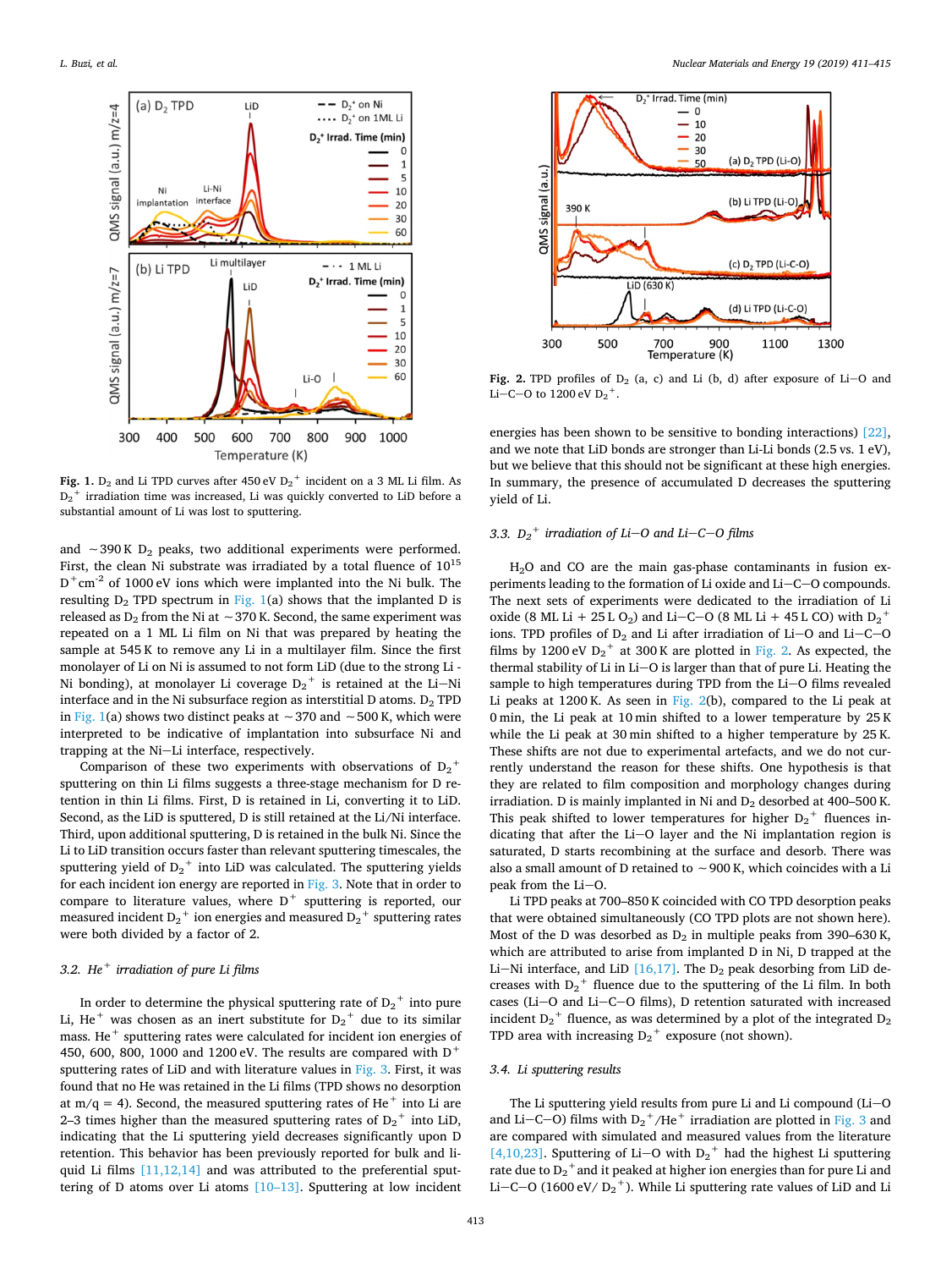**Fig. 1.** $D_2$ and Li TPD curves after 450 eV $D_2^+$ incident on a 3 ML Li film. As $D_2^+$ irradiation time was increased, Li was quickly converted to LiD before a substantial amount of Li was lost to sputtering.

and ~390 K $D_2$ peaks, two additional experiments were performed. First, the clean Ni substrate was irradiated by a total fluence of $10^{15}$ $D^+cm^{-2}$ of 1000 eV ions which were implanted into the Ni bulk. The resulting $D_2$ TPD spectrum in Fig. 1(a) shows that the implanted D is released as $D_2$ from the Ni at ~370 K. Second, the same experiment was repeated on a 1 ML Li film on Ni that was prepared by heating the sample at 545 K to remove any Li in a multilayer film. Since the first monolayer of Li on Ni is assumed to not form LiD (due to the strong Li - Ni bonding), at monolayer Li coverage $D_2^+$ is retained at the Li–Ni interface and in the Ni subsurface region as interstitial D atoms. $D_2$ TPD in Fig. 1(a) shows two distinct peaks at ~370 and ~500 K, which were interpreted to be indicative of implantation into subsurface Ni and trapping at the Ni—Li interface, respectively.

Comparison of these two experiments with observations of $D_2^+$ sputtering on thin Li films suggests a three-stage mechanism for D retention in thin Li films. First, D is retained in Li, converting it to LiD. Second, as the LiD is sputtered, D is still retained at the Li/Ni interface. Third, upon additional sputtering, D is retained in the bulk Ni. Since the Li to LiD transition occurs faster than relevant sputtering timescales, the sputtering yield of $D_2^+$ into LiD was calculated. The sputtering yields for each incident ion energy are reported in Fig. 3. Note that in order to compare to literature values, where $D^+$ sputtering is reported, our measured incident $D_2^+$ ion energies and measured $D_2^+$ sputtering rates were both divided by a factor of 2.

### 3.2. $He^+$ irradiation of pure Li films

In order to determine the physical sputtering rate of $D_2^+$ into pure Li, $He^+$ was chosen as an inert substitute for $D_2^+$ due to its similar mass. $He^+$ sputtering rates were calculated for incident ion energies of 450, 600, 800, 1000 and 1200 eV. The results are compared with $D^+$ sputtering rates of LiD and with literature values in Fig. 3. First, it was found that no He was retained in the Li films (TPD shows no desorption at m/q = 4). Second, the measured sputtering rates of $He^+$ into Li are 2–3 times higher than the measured sputtering rates of $D_2^+$ into LiD, indicating that the Li sputtering yield decreases significantly upon D retention. This behavior has been previously reported for bulk and liquid Li films [11,12,14] and was attributed to the preferential sputtering of D atoms over Li atoms [10–13]. Sputtering at low incident energies has been shown to be sensitive to bonding interactions [22], and we note that LiD bonds are stronger than Li-Li bonds (2.5 vs. 1 eV), but we believe that this should not be significant at these high energies. In summary, the presence of accumulated D decreases the sputtering yield of Li.

**Fig. 2.** TPD profiles of $D_2$ (a, c) and Li (b, d) after exposure of Li—O and Li—C—O to 1200 eV $D_2^+$.

### 3.3. $D_2^+$ irradiation of Li—O and Li—C—O films

$H_2O$ and CO are the main gas-phase contaminants in fusion experiments leading to the formation of Li oxide and Li—C—O compounds. The next sets of experiments were dedicated to the irradiation of Li oxide (8 ML Li + 25 L $O_2$) and Li—C—O (8 ML Li + 45 L CO) with $D_2^+$ ions. TPD profiles of $D_2$ and Li after irradiation of Li—O and Li—C—O films by 1200 eV $D_2^+$ at 300 K are plotted in Fig. 2. As expected, the thermal stability of Li in Li—O is larger than that of pure Li. Heating the sample to high temperatures during TPD from the Li—O films revealed Li peaks at 1200 K. As seen in Fig. 2(b), compared to the Li peak at 0 min, the Li peak at 10 min shifted to a lower temperature by 25 K while the Li peak at 30 min shifted to a higher temperature by 25 K. These shifts are not due to experimental artefacts, and we do not currently understand the reason for these shifts. One hypothesis is that they are related to film composition and morphology changes during irradiation. D is mainly implanted in Ni and $D_2$ desorbed at 400–500 K. This peak shifted to lower temperatures for higher $D_2^+$ fluences indicating that after the Li—O layer and the Ni implantation region is saturated, D starts recombining at the surface and desorb. There was also a small amount of D retained to ~900 K, which coincides with a Li peak from the Li—O.

Li TPD peaks at 700–850 K coincided with CO TPD desorption peaks that were obtained simultaneously (CO TPD plots are not shown here). Most of the D was desorbed as $D_2$ in multiple peaks from 390–630 K, which are attributed to arise from implanted D in Ni, D trapped at the Li—Ni interface, and LiD [16,17]. The $D_2$ peak desorbing from LiD decreases with $D_2^+$ fluence due to the sputtering of the Li film. In both cases (Li—O and Li—C—O films), D retention saturated with increased incident $D_2^+$ fluence, as was determined by a plot of the integrated $D_2$ TPD area with increasing $D_2^+$ exposure (not shown).

### 3.4. Li sputtering results

The Li sputtering yield results from pure Li and Li compound (Li—O and Li—C—O) films with $D_2^+$/$He^+$ irradiation are plotted in Fig. 3 and are compared with simulated and measured values from the literature [4,10,23]. Sputtering of Li—O with $D_2^+$ had the highest Li sputtering rate due to $D_2^+$ and it peaked at higher ion energies than for pure Li and Li—C—O (1600 eV/ $D_2^+$). While Li sputtering rate values of LiD and Li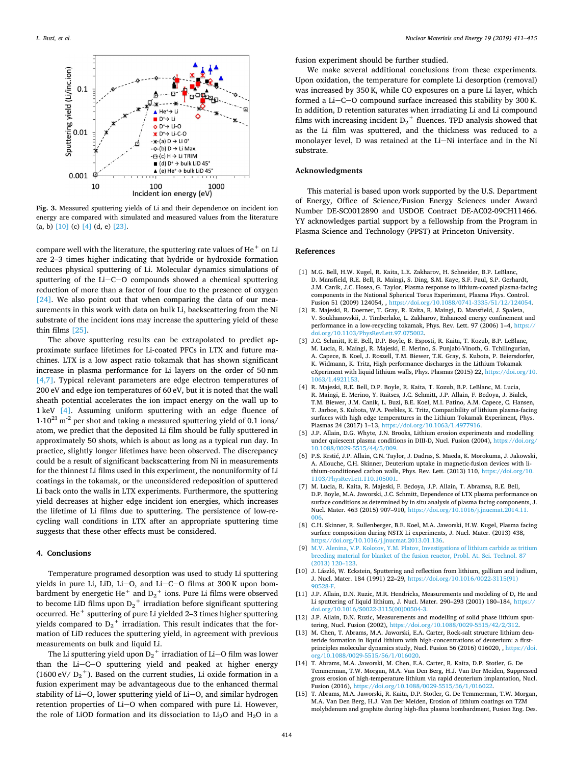Fig. 3. Measured sputtering yields of Li and their dependence on incident ion energy are compared with simulated and measured values from the literature (a, b) [10] (c) [4] (d, e) [23].

compare well with the literature, the sputtering rate values of $He^+$ on Li are 2–3 times higher indicating that hydride or hydroxide formation reduces physical sputtering of Li. Molecular dynamics simulations of sputtering of the Li—C—O compounds showed a chemical sputtering reduction of more than a factor of four due to the presence of oxygen [24]. We also point out that when comparing the data of our measurements in this work with data on bulk Li, backscattering from the Ni substrate of the incident ions may increase the sputtering yield of these thin films [25].

The above sputtering results can be extrapolated to predict approximate surface lifetimes for Li-coated PFCs in LTX and future machines. LTX is a low aspect ratio tokamak that has shown significant increase in plasma performance for Li layers on the order of 50 nm [4,7]. Typical relevant parameters are edge electron temperatures of 200 eV and edge ion temperatures of 60 eV, but it is noted that the wall sheath potential accelerates the ion impact energy on the wall up to 1 keV [4]. Assuming uniform sputtering with an edge fluence of $1 \cdot 10^{21}$ $m^{-2}$ per shot and taking a measured sputtering yield of 0.1 ions/atom, we predict that the deposited Li film should be fully sputtered in approximately 50 shots, which is about as long as a typical run day. In practice, slightly longer lifetimes have been observed. The discrepancy could be a result of significant backscattering from Ni in measurements for the thinnest Li films used in this experiment, the nonuniformity of Li coatings in the tokamak, or the unconsidered redeposition of sputtered Li back onto the walls in LTX experiments. Furthermore, the sputtering yield decreases at higher edge incident ion energies, which increases the lifetime of Li films due to sputtering. The persistence of low-recycling wall conditions in LTX after an appropriate sputtering time suggests that these other effects must be considered.

## 4. Conclusions

Temperature programed desorption was used to study Li sputtering yields in pure Li, LiD, Li—O, and Li—C—O films at 300 K upon bombardment by energetic $He^+$ and $D_2^+$ ions. Pure Li films were observed to become LiD films upon $D_2^+$ irradiation before significant sputtering occurred. $He^+$ sputtering of pure Li yielded 2–3 times higher sputtering yields compared to $D_2^+$ irradiation. This result indicates that the formation of LiD reduces the sputtering yield, in agreement with previous measurements on bulk and liquid Li.

The Li sputtering yield upon $D_2^+$ irradiation of Li—O film was lower than the Li—C—O sputtering yield and peaked at higher energy (1600 eV/ $D_2^+$). Based on the current studies, Li oxide formation in a fusion experiment may be advantageous due to the enhanced thermal stability of Li—O, lower sputtering yield of Li—O, and similar hydrogen retention properties of Li—O when compared with pure Li. However, the role of LiOD formation and its dissociation to $Li_2O$ and $H_2O$ in a fusion experiment should be further studied.

We make several additional conclusions from these experiments. Upon oxidation, the temperature for complete Li desorption (removal) was increased by 350 K, while CO exposures on a pure Li layer, which formed a Li—C—O compound surface increased this stability by 300 K. In addition, D retention saturates when irradiating Li and Li compound films with increasing incident $D_2^+$ fluences. TPD analysis showed that as the Li film was sputtered, and the thickness was reduced to a monolayer level, D was retained at the Li—Ni interface and in the Ni substrate.

## Acknowledgments

This material is based upon work supported by the U.S. Department of Energy, Office of Science/Fusion Energy Sciences under Award Number DE-SC0012890 and USDOE Contract DE-AC02-09CH11466. YY acknowledges partial support by a fellowship from the Program in Plasma Science and Technology (PPST) at Princeton University.

## References

[1] M.G. Bell, H.W. Kugel, R. Kaita, L.E. Zakharov, H. Schneider, B.P. LeBlanc, D. Mansfield, R.E. Bell, R. Maingi, S. Ding, S.M. Kaye, S.F. Paul, S.P. Gerhardt, J.M. Canik, J.C. Hosea, G. Taylor, Plasma response to lithium-coated plasma-facing components in the National Spherical Torus Experiment, Plasma Phys. Control. Fusion 51 (2009) 124054, , https://doi.org/10.1088/0741-3335/51/12/124054.

[2] R. Majeski, R. Doerner, T. Gray, R. Kaita, R. Maingi, D. Mansfield, J. Spaleta, V. Soukhanovskii, J. Timberlake, L. Zakharov, Enhanced energy confinement and performance in a low-recycling tokamak, Phys. Rev. Lett. 97 (2006) 1–4, https://doi.org/10.1103/PhysRevLett.97.075002.

[3] J.C. Schmitt, R.E. Bell, D.P. Boyle, B. Esposti, R. Kaita, T. Kozub, B.P. LeBlanc, M. Lucia, R. Maingi, R. Majeski, E. Merino, S. Punjabi-Vinoth, G. Tchilingurian, A. Capece, B. Koel, J. Roszell, T.M. Biewer, T.K. Gray, S. Kubota, P. Beiersdorfer, K. Widmann, K. Tritz, High performance discharges in the Lithium Tokamak eXperiment with liquid lithium walls, Phys. Plasmas (2015) 22, https://doi.org/10.1063/1.4921153.

[4] R. Majeski, R.E. Bell, D.P. Boyle, R. Kaita, T. Kozub, B.P. LeBlanc, M. Lucia, R. Maingi, E. Merino, Y. Raitses, J.C. Schmitt, J.P. Allain, F. Bedoya, J. Bialek, T.M. Biewer, J.M. Canik, L. Buzi, B.E. Koel, M.I. Patino, A.M. Capece, C. Hansen, T. Jarboe, S. Kubota, W.A. Peebles, K. Tritz, Compatibility of lithium plasma-facing surfaces with high edge temperatures in the Lithium Tokamak Experiment, Phys. Plasmas 24 (2017) 1–13, https://doi.org/10.1063/1.4977916.

[5] J.P. Allain, D.G. Whyte, J.N. Brooks, Lithium erosion experiments and modelling under quiescent plasma conditions in DIII-D, Nucl. Fusion (2004), https://doi.org/10.1088/0029-5515/44/5/009.

[6] P.S. Krstić, J.P. Allain, C.N. Taylor, J. Dadras, S. Maeda, K. Morokuma, J. Jakowski, A. Allouche, C.H. Skinner, Deuterium uptake in magnetic-fusion devices with lithium-conditioned carbon walls, Phys. Rev. Lett. (2013) 110, https://doi.org/10.1103/PhysRevLett.110.105001.

[7] M. Lucia, R. Kaita, R. Majeski, F. Bedoya, J.P. Allain, T. Abramsa, R.E. Bell, D.P. Boyle, M.A. Jaworski, J.C. Schmitt, Dependence of LTX plasma performance on surface conditions as determined by in situ analysis of plasma facing components, J. Nucl. Mater. 463 (2015) 907–910, https://doi.org/10.1016/j.jnucmat.2014.11.006.

[8] C.H. Skinner, R. Sullenberger, B.E. Koel, M.A. Jaworski, H.W. Kugel, Plasma facing surface composition during NSTX Li experiments, J. Nucl. Mater. (2013) 438, https://doi.org/10.1016/j.jnucmat.2013.01.136.

[9] M.V. Alenina, V.P. Kolotov, Y.M. Platov, Investigations of lithium carbide as tritium breeding material for blanket of the fusion reactor, Probl. At. Sci. Technol. 87 (2013) 120–123.

[10] J. László, W. Eckstein, Sputtering and reflection from lithium, gallium and indium, J. Nucl. Mater. 184 (1991) 22–29, https://doi.org/10.1016/0022-3115(91)90528-F.

[11] J.P. Allain, D.N. Ruzic, M.R. Hendricks, Measurements and modeling of D, He and Li sputtering of liquid lithium, J. Nucl. Mater. 290–293 (2001) 180–184, https://doi.org/10.1016/S0022-3115(00)00504-3.

[12] J.P. Allain, D.N. Ruzic, Measurements and modelling of solid phase lithium sputtering, Nucl. Fusion (2002), https://doi.org/10.1088/0029-5515/42/2/312.

[13] M. Chen, T. Abrams, M.A. Jaworski, E.A. Carter, Rock-salt structure lithium deuteride formation in liquid lithium with high-concentrations of deuterium: a first-principles molecular dynamics study, Nucl. Fusion 56 (2016) 016020, , https://doi.org/10.1088/0029-5515/56/1/016020.

[14] T. Abrams, M.A. Jaworski, M. Chen, E.A. Carter, R. Kaita, D.P. Stotler, G. De Temmerman, T.W. Morgan, M.A. Van Den Berg, H.J. Van Der Meiden, Suppressed gross erosion of high-temperature lithium via rapid deuterium implantation, Nucl. Fusion (2016), https://doi.org/10.1088/0029-5515/56/1/016022.

[15] T. Abrams, M.A. Jaworski, R. Kaita, D.P. Stotler, G. De Temmerman, T.W. Morgan, M.A. Van Den Berg, H.J. Van Der Meiden, Erosion of lithium coatings on TZM molybdenum and graphite during high-flux plasma bombardment, Fusion Eng. Des.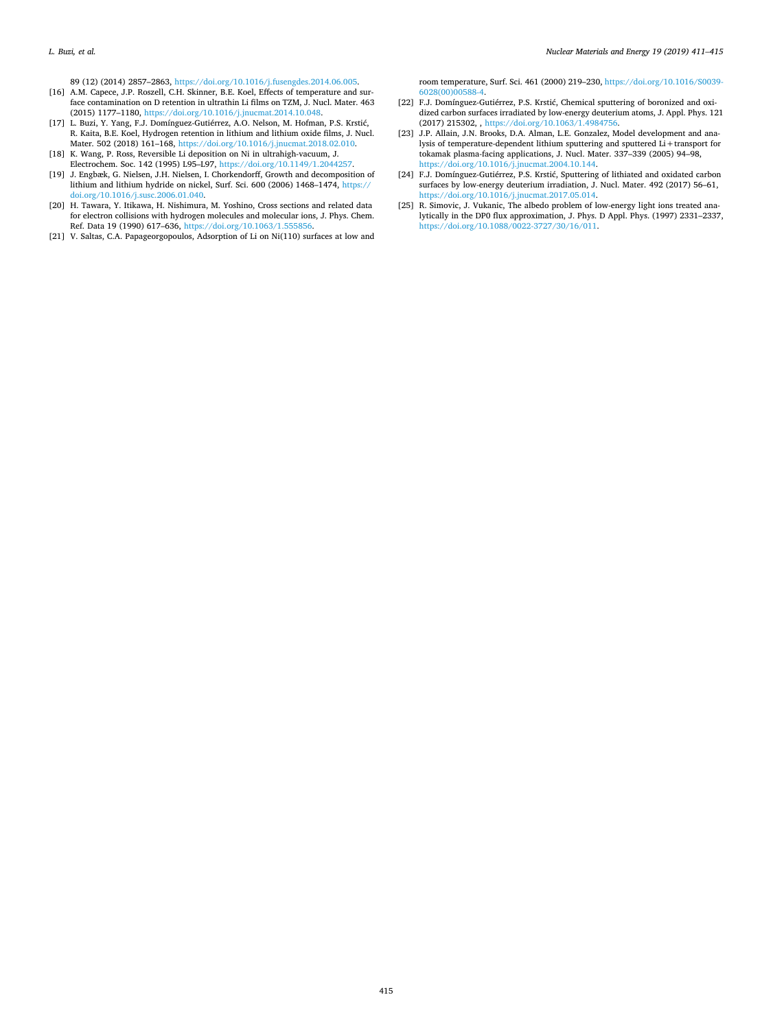89 (12) (2014) 2857–2863, https://doi.org/10.1016/j.fusengdes.2014.06.005.

[16] A.M. Capece, J.P. Roszell, C.H. Skinner, B.E. Koel, Effects of temperature and surface contamination on D retention in ultrathin Li films on TZM, J. Nucl. Mater. 463 (2015) 1177–1180, https://doi.org/10.1016/j.jnucmat.2014.10.048.

[17] L. Buzi, Y. Yang, F.J. Domínguez-Gutiérrez, A.O. Nelson, M. Hofman, P.S. Krstić, R. Kaita, B.E. Koel, Hydrogen retention in lithium and lithium oxide films, J. Nucl. Mater. 502 (2018) 161–168, https://doi.org/10.1016/j.jnucmat.2018.02.010.

[18] K. Wang, P. Ross, Reversible Li deposition on Ni in ultrahigh-vacuum, J. Electrochem. Soc. 142 (1995) L95–L97, https://doi.org/10.1149/1.2044257.

[19] J. Engbæk, G. Nielsen, J.H. Nielsen, I. Chorkendorff, Growth and decomposition of lithium and lithium hydride on nickel, Surf. Sci. 600 (2006) 1468–1474, https://doi.org/10.1016/j.susc.2006.01.040.

[20] H. Tawara, Y. Itikawa, H. Nishimura, M. Yoshino, Cross sections and related data for electron collisions with hydrogen molecules and molecular ions, J. Phys. Chem. Ref. Data 19 (1990) 617–636, https://doi.org/10.1063/1.555856.

[21] V. Saltas, C.A. Papageorgopoulos, Adsorption of Li on Ni(110) surfaces at low and room temperature, Surf. Sci. 461 (2000) 219–230, https://doi.org/10.1016/S0039-6028(00)00588-4.

[22] F.J. Domínguez-Gutiérrez, P.S. Krstić, Chemical sputtering of boronized and oxidized carbon surfaces irradiated by low-energy deuterium atoms, J. Appl. Phys. 121 (2017) 215302, , https://doi.org/10.1063/1.4984756.

[23] J.P. Allain, J.N. Brooks, D.A. Alman, L.E. Gonzalez, Model development and analysis of temperature-dependent lithium sputtering and sputtered Li + transport for tokamak plasma-facing applications, J. Nucl. Mater. 337–339 (2005) 94–98, https://doi.org/10.1016/j.jnucmat.2004.10.144.

[24] F.J. Domínguez-Gutiérrez, P.S. Krstić, Sputtering of lithiated and oxidated carbon surfaces by low-energy deuterium irradiation, J. Nucl. Mater. 492 (2017) 56–61, https://doi.org/10.1016/j.jnucmat.2017.05.014.

[25] R. Simovic, J. Vukanic, The albedo problem of low-energy light ions treated analytically in the DP0 flux approximation, J. Phys. D Appl. Phys. (1997) 2331–2337, https://doi.org/10.1088/0022-3727/30/16/011.